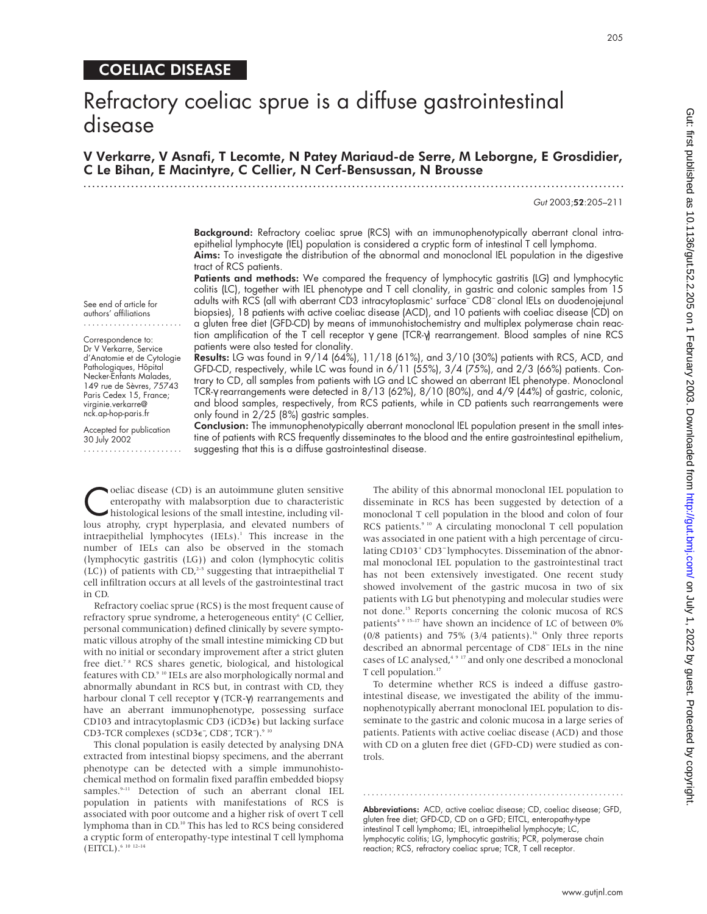COELIAC DISEASE

# Refractory coeliac sprue is a diffuse gastrointestinal disease

**V Verkarre, V Asnafi, T Lecomte, N Patey Mariaud-de Serre, M Leborgne, E Grosdidier, C Le Bihan, E Macintyre, C Cellier, N Cerf-Bensussan, N Brousse**

*Gut* 2003;**52**:205–211

See end of article for authors' affiliations

Correspondence to: Dr V Verkarre, Service d'Anatomie et de Cytologie Pathologiques, Hôpital Necker-Enfants Malades, 149 rue de Sèvres, 75743 Paris Cedex 15, France; virginie.verkarre@nck.ap-hop-paris.fr

Accepted for publication 30 July 2002

**Background:** Refractory coeliac sprue (RCS) with an immunophenotypically aberrant clonal intraepithelial lymphocyte (IEL) population is considered a cryptic form of intestinal T cell lymphoma.

**Aims:** To investigate the distribution of the abnormal and monoclonal IEL population in the digestive tract of RCS patients.

**Patients and methods:** We compared the frequency of lymphocytic gastritis (LG) and lymphocytic colitis (LC), together with IEL phenotype and T cell clonality, in gastric and colonic samples from 15 adults with RCS (all with aberrant CD3 intracytoplasmic$^+$ surface$^-$ CD8$^-$ clonal IELs on duodenojejunal biopsies), 18 patients with active coeliac disease (ACD), and 10 patients with coeliac disease (CD) on a gluten free diet (GFD-CD) by means of immunohistochemistry and multiplex polymerase chain reaction amplification of the T cell receptor γ gene (TCR-γ) rearrangement. Blood samples of nine RCS patients were also tested for clonality.

**Results:** LG was found in 9/14 (64%), 11/18 (61%), and 3/10 (30%) patients with RCS, ACD, and GFD-CD, respectively, while LC was found in 6/11 (55%), 3/4 (75%), and 2/3 (66%) patients. Contrary to CD, all samples from patients with LG and LC showed an aberrant IEL phenotype. Monoclonal TCR-γ rearrangements were detected in 8/13 (62%), 8/10 (80%), and 4/9 (44%) of gastric, colonic, and blood samples, respectively, from RCS patients, while in CD patients such rearrangements were only found in 2/25 (8%) gastric samples.

**Conclusion:** The immunophenotypically aberrant monoclonal IEL population present in the small intestine of patients with RCS frequently disseminates to the blood and the entire gastrointestinal epithelium, suggesting that this is a diffuse gastrointestinal disease.

Coeliac disease (CD) is an autoimmune gluten sensitive enteropathy with malabsorption due to characteristic histological lesions of the small intestine, including villous atrophy, crypt hyperplasia, and elevated numbers of intraepithelial lymphocytes (IELs).[1] This increase in the number of IELs can also be observed in the stomach (lymphocytic gastritis (LG)) and colon (lymphocytic colitis (LC)) of patients with CD,[2–5] suggesting that intraepithelial T cell infiltration occurs at all levels of the gastrointestinal tract in CD.

Refractory coeliac sprue (RCS) is the most frequent cause of refractory sprue syndrome, a heterogeneous entity[6] (C Cellier, personal communication) defined clinically by severe symptomatic villous atrophy of the small intestine mimicking CD but with no initial or secondary improvement after a strict gluten free diet.[7 8] RCS shares genetic, biological, and histological features with CD.[9 10] IELs are also morphologically normal and abnormally abundant in RCS but, in contrast with CD, they harbour clonal T cell receptor γ (TCR-γ) rearrangements and have an aberrant immunophenotype, possessing surface CD103 and intracytoplasmic CD3 (iCD3ε) but lacking surface CD3-TCR complexes (sCD3ε$^-$, CD8$^-$, TCR$^-$).[9 10]

This clonal population is easily detected by analysing DNA extracted from intestinal biopsy specimens, and the aberrant phenotype can be detected with a simple immunohistochemical method on formalin fixed paraffin embedded biopsy samples.[9–11] Detection of such an aberrant clonal IEL population in patients with manifestations of RCS is associated with poor outcome and a higher risk of overt T cell lymphoma than in CD.[10] This has led to RCS being considered a cryptic form of enteropathy-type intestinal T cell lymphoma (EITCL).[6 10 12–14]

The ability of this abnormal monoclonal IEL population to disseminate in RCS has been suggested by detection of a monoclonal T cell population in the blood and colon of four RCS patients.[9 10] A circulating monoclonal T cell population was associated in one patient with a high percentage of circulating CD103$^+$ CD3$^-$lymphocytes. Dissemination of the abnormal monoclonal IEL population to the gastrointestinal tract has not been extensively investigated. One recent study showed involvement of the gastric mucosa in two of six patients with LG but phenotyping and molecular studies were not done.[15] Reports concerning the colonic mucosa of RCS patients[4 9 15–17] have shown an incidence of LC of between 0% (0/8 patients) and 75% (3/4 patients).[16] Only three reports described an abnormal percentage of CD8$^-$ IELs in the nine cases of LC analysed,[4 9 17] and only one described a monoclonal T cell population.[17]

To determine whether RCS is indeed a diffuse gastrointestinal disease, we investigated the ability of the immunophenotypically aberrant monoclonal IEL population to disseminate to the gastric and colonic mucosa in a large series of patients. Patients with active coeliac disease (ACD) and those with CD on a gluten free diet (GFD-CD) were studied as controls.

**Abbreviations:** ACD, active coeliac disease; CD, coeliac disease; GFD, gluten free diet; GFD-CD, CD on a GFD; EITCL, enteropathy-type intestinal T cell lymphoma; IEL, intraepithelial lymphocyte; LC, lymphocytic colitis; LG, lymphocytic gastritis; PCR, polymerase chain reaction; RCS, refractory coeliac sprue; TCR, T cell receptor.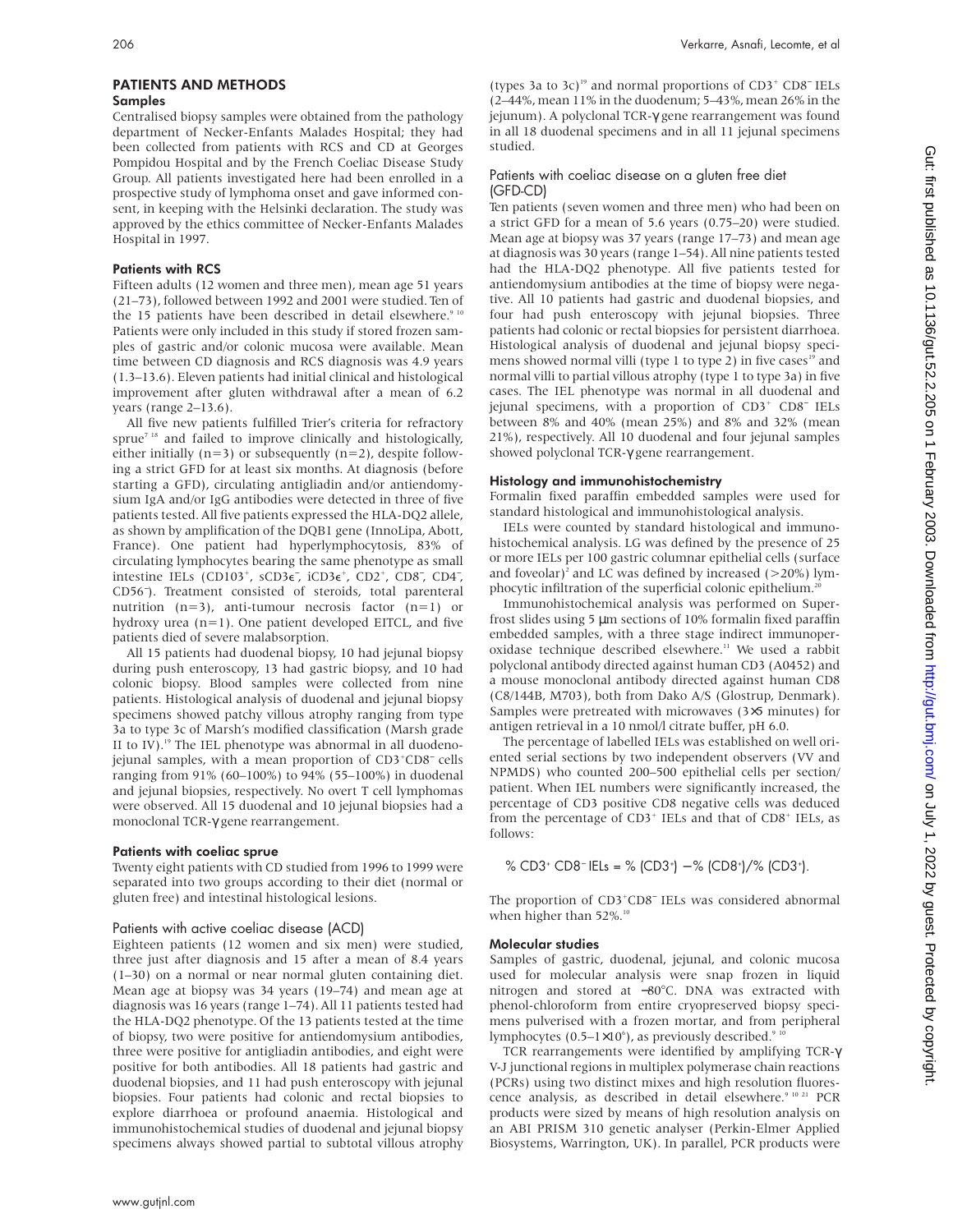## PATIENTS AND METHODS

### Samples

Centralised biopsy samples were obtained from the pathology department of Necker-Enfants Malades Hospital; they had been collected from patients with RCS and CD at Georges Pompidou Hospital and by the French Coeliac Disease Study Group. All patients investigated here had been enrolled in a prospective study of lymphoma onset and gave informed consent, in keeping with the Helsinki declaration. The study was approved by the ethics committee of Necker-Enfants Malades Hospital in 1997.

### Patients with RCS

Fifteen adults (12 women and three men), mean age 51 years (21–73), followed between 1992 and 2001 were studied. Ten of the 15 patients have been described in detail elsewhere.[9,10] Patients were only included in this study if stored frozen samples of gastric and/or colonic mucosa were available. Mean time between CD diagnosis and RCS diagnosis was 4.9 years (1.3–13.6). Eleven patients had initial clinical and histological improvement after gluten withdrawal after a mean of 6.2 years (range 2–13.6).

All five new patients fulfilled Trier's criteria for refractory sprue[7,18] and failed to improve clinically and histologically, either initially (n=3) or subsequently (n=2), despite following a strict GFD for at least six months. At diagnosis (before starting a GFD), circulating antigliadin and/or antiendomysium IgA and/or IgG antibodies were detected in three of five patients tested. All five patients expressed the HLA-DQ2 allele, as shown by amplification of the DQB1 gene (InnoLipa, Abott, France). One patient had hyperlymphocytosis, 83% of circulating lymphocytes bearing the same phenotype as small intestine IELs (CD103$^+$, sCD3$\epsilon^-$, iCD3$\epsilon^+$, CD2$^+$, CD8$^-$, CD4$^-$, CD56$^-$). Treatment consisted of steroids, total parenteral nutrition (n=3), anti-tumour necrosis factor (n=1) or hydroxy urea (n=1). One patient developed EITCL, and five patients died of severe malabsorption.

All 15 patients had duodenal biopsy, 10 had jejunal biopsy during push enteroscopy, 13 had gastric biopsy, and 10 had colonic biopsy. Blood samples were collected from nine patients. Histological analysis of duodenal and jejunal biopsy specimens showed patchy villous atrophy ranging from type 3a to type 3c of Marsh's modified classification (Marsh grade II to IV).[19] The IEL phenotype was abnormal in all duodenojejunal samples, with a mean proportion of CD3$^+$CD8$^-$ cells ranging from 91% (60–100%) to 94% (55–100%) in duodenal and jejunal biopsies, respectively. No overt T cell lymphomas were observed. All 15 duodenal and 10 jejunal biopsies had a monoclonal TCR-γ gene rearrangement.

### Patients with coeliac sprue

Twenty eight patients with CD studied from 1996 to 1999 were separated into two groups according to their diet (normal or gluten free) and intestinal histological lesions.

#### Patients with active coeliac disease (ACD)

Eighteen patients (12 women and six men) were studied, three just after diagnosis and 15 after a mean of 8.4 years (1–30) on a normal or near normal gluten containing diet. Mean age at biopsy was 34 years (19–74) and mean age at diagnosis was 16 years (range 1–74). All 11 patients tested had the HLA-DQ2 phenotype. Of the 13 patients tested at the time of biopsy, two were positive for antiendomysium antibodies, three were positive for antigliadin antibodies, and eight were positive for both antibodies. All 18 patients had gastric and duodenal biopsies, and 11 had push enteroscopy with jejunal biopsies. Four patients had colonic and rectal biopsies to explore diarrhoea or profound anaemia. Histological and immunohistochemical studies of duodenal and jejunal biopsy specimens always showed partial to subtotal villous atrophy (types 3a to 3c)[19] and normal proportions of CD3$^+$ CD8$^-$ IELs (2–44%, mean 11% in the duodenum; 5–43%, mean 26% in the jejunum). A polyclonal TCR-γ gene rearrangement was found in all 18 duodenal specimens and in all 11 jejunal specimens studied.

#### Patients with coeliac disease on a gluten free diet (GFD-CD)

Ten patients (seven women and three men) who had been on a strict GFD for a mean of 5.6 years (0.75–20) were studied. Mean age at biopsy was 37 years (range 17–73) and mean age at diagnosis was 30 years (range 1–54). All nine patients tested had the HLA-DQ2 phenotype. All five patients tested for antiendomysium antibodies at the time of biopsy were negative. All 10 patients had gastric and duodenal biopsies, and four had push enteroscopy with jejunal biopsies. Three patients had colonic or rectal biopsies for persistent diarrhoea. Histological analysis of duodenal and jejunal biopsy specimens showed normal villi (type 1 to type 2) in five cases[19] and normal villi to partial villous atrophy (type 1 to type 3a) in five cases. The IEL phenotype was normal in all duodenal and jejunal specimens, with a proportion of CD3$^+$ CD8$^-$ IELs between 8% and 40% (mean 25%) and 8% and 32% (mean 21%), respectively. All 10 duodenal and four jejunal samples showed polyclonal TCR-γ gene rearrangement.

### Histology and immunohistochemistry

Formalin fixed paraffin embedded samples were used for standard histological and immunohistochemical analysis.

IELs were counted by standard histological and immunohistochemical analysis. LG was defined by the presence of 25 or more IELs per 100 gastric columnar epithelial cells (surface and foveolar)[2] and LC was defined by increased (>20%) lymphocytic infiltration of the superficial colonic epithelium.[20]

Immunohistochemical analysis was performed on Superfrost slides using 5 μm sections of 10% formalin fixed paraffin embedded samples, with a three stage indirect immunoperoxidase technique described elsewhere.[11] We used a rabbit polyclonal antibody directed against human CD3 (A0452) and a mouse monoclonal antibody directed against human CD8 (C8/144B, M703), both from Dako A/S (Glostrup, Denmark). Samples were pretreated with microwaves (3×5 minutes) for antigen retrieval in a 10 nmol/l citrate buffer, pH 6.0.

The percentage of labelled IELs was established on well oriented serial sections by two independent observers (VV and NPMDS) who counted 200–500 epithelial cells per section/patient. When IEL numbers were significantly increased, the percentage of CD3 positive CD8 negative cells was deduced from the percentage of CD3$^+$ IELs and that of CD8$^+$ IELs, as follows:

$$\% \text{ CD3}^+ \text{ CD8}^- \text{ IELs} = \% \text{ (CD3}^+) - \% \text{ (CD8}^+)/\% \text{ (CD3}^+).$$

The proportion of CD3$^+$CD8$^-$ IELs was considered abnormal when higher than 52%.[10]

### Molecular studies

Samples of gastric, duodenal, jejunal, and colonic mucosa used for molecular analysis were snap frozen in liquid nitrogen and stored at −80°C. DNA was extracted with phenol-chloroform from entire cryopreserved biopsy specimens pulverised with a frozen mortar, and from peripheral lymphocytes ($0.5–1\times10^6$), as previously described.[9,10]

TCR rearrangements were identified by amplifying TCR-γ V-J junctional regions in multiplex polymerase chain reactions (PCRs) using two distinct mixes and high resolution fluorescence analysis, as described in detail elsewhere.[9,10,21] PCR products were sized by means of high resolution analysis on an ABI PRISM 310 genetic analyser (Perkin-Elmer Applied Biosystems, Warrington, UK). In parallel, PCR products were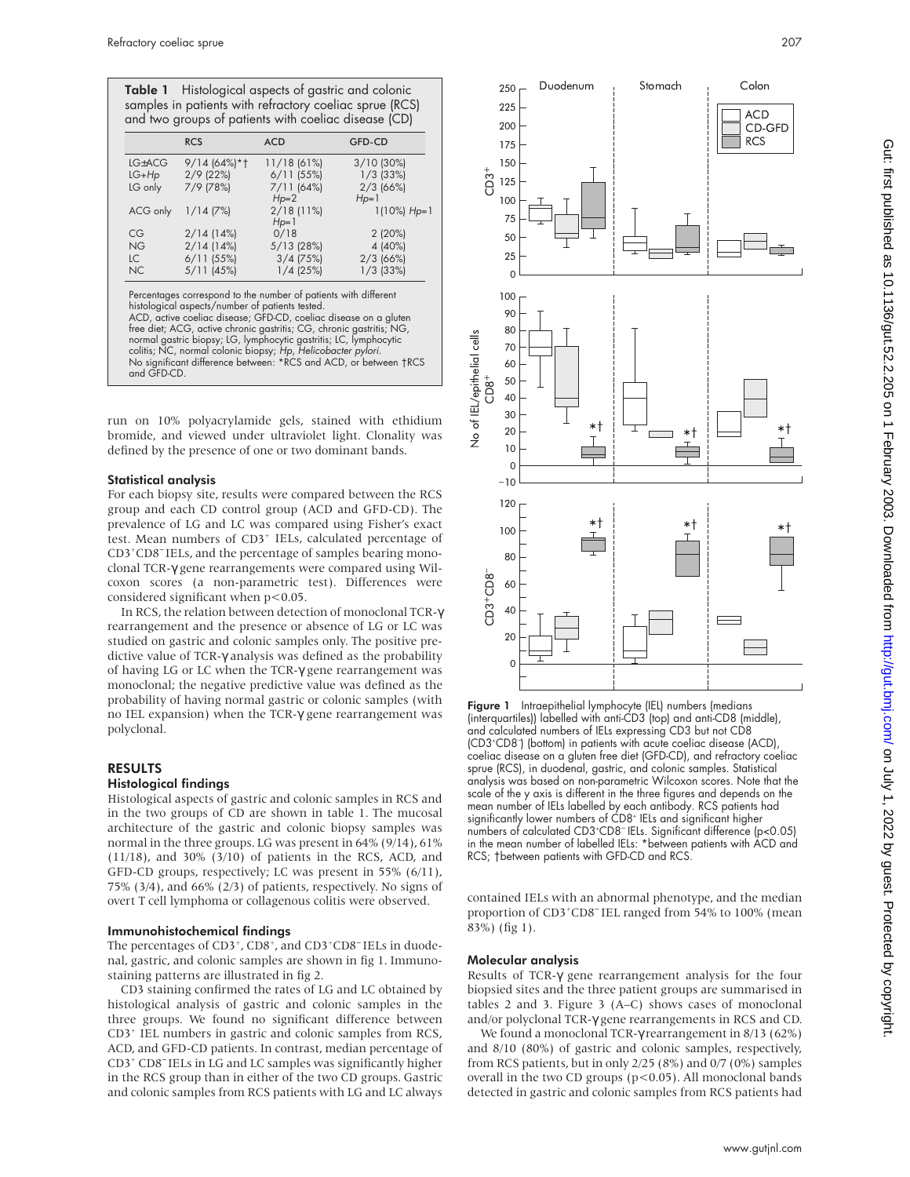**Table 1** Histological aspects of gastric and colonic samples in patients with refractory coeliac sprue (RCS) and two groups of patients with coeliac disease (CD)

| | RCS | ACD | GFD-CD |
|---|---|---|---|
| LG±ACG | 9/14 (64%)*† | 11/18 (61%) | 3/10 (30%) |
| LG+*Hp* | 2/9 (22%) | 6/11 (55%) | 1/3 (33%) |
| LG only | 7/9 (78%) | 7/11 (64%) *Hp*=2 | 2/3 (66%) *Hp*=1 |
| ACG only | 1/14 (7%) | 2/18 (11%) *Hp*=1 | 1(10%) *Hp*=1 |
| CG | 2/14 (14%) | 0/18 | 2 (20%) |
| NG | 2/14 (14%) | 5/13 (28%) | 4 (40%) |
| LC | 6/11 (55%) | 3/4 (75%) | 2/3 (66%) |
| NC | 5/11 (45%) | 1/4 (25%) | 1/3 (33%) |

Percentages correspond to the number of patients with different histological aspects/number of patients tested.
ACD, active coeliac disease; GFD-CD, coeliac disease on a gluten free diet; ACG, active chronic gastritis; CG, chronic gastritis; NG, normal gastric biopsy; LG, lymphocytic gastritis; LC, lymphocytic colitis; NC, normal colonic biopsy; *Hp*, *Helicobacter pylori*.
No significant difference between: *RCS and ACD, or between †RCS and GFD-CD.

run on 10% polyacrylamide gels, stained with ethidium bromide, and viewed under ultraviolet light. Clonality was defined by the presence of one or two dominant bands.

### Statistical analysis

For each biopsy site, results were compared between the RCS group and each CD control group (ACD and GFD-CD). The prevalence of LG and LC was compared using Fisher's exact test. Mean numbers of $CD3^+$ IELs, calculated percentage of $CD3^+CD8^-$ IELs, and the percentage of samples bearing monoclonal TCR-γ gene rearrangements were compared using Wilcoxon scores (a non-parametric test). Differences were considered significant when $p<0.05$.

In RCS, the relation between detection of monoclonal TCR-γ rearrangement and the presence or absence of LG or LC was studied on gastric and colonic samples only. The positive predictive value of TCR-γ analysis was defined as the probability of having LG or LC when the TCR-γ gene rearrangement was monoclonal; the negative predictive value was defined as the probability of having normal gastric or colonic samples (with no IEL expansion) when the TCR-γ gene rearrangement was polyclonal.

## RESULTS

### Histological findings

Histological aspects of gastric and colonic samples in RCS and in the two groups of CD are shown in table 1. The mucosal architecture of the gastric and colonic biopsy samples was normal in the three groups. LG was present in 64% (9/14), 61% (11/18), and 30% (3/10) of patients in the RCS, ACD, and GFD-CD groups, respectively; LC was present in 55% (6/11), 75% (3/4), and 66% (2/3) of patients, respectively. No signs of overt T cell lymphoma or collagenous colitis were observed.

### Immunohistochemical findings

The percentages of $CD3^+$, $CD8^+$, and $CD3^+CD8^-$ IELs in duodenal, gastric, and colonic samples are shown in fig 1. Immunostaining patterns are illustrated in fig 2.

CD3 staining confirmed the rates of LG and LC obtained by histological analysis of gastric and colonic samples in the three groups. We found no significant difference between $CD3^+$ IEL numbers in gastric and colonic samples from RCS, ACD, and GFD-CD patients. In contrast, median percentage of $CD3^+$ $CD8^-$ IELs in LG and LC samples was significantly higher in the RCS group than in either of the two CD groups. Gastric and colonic samples from RCS patients with LG and LC always contained IELs with an abnormal phenotype, and the median proportion of $CD3^+CD8^-$ IEL ranged from 54% to 100% (mean 83%) (fig 1).

**Figure 1** Intraepithelial lymphocyte (IEL) numbers (medians (interquartiles)) labelled with anti-CD3 (top) and anti-CD8 (middle), and calculated numbers of IELs expressing CD3 but not CD8 ($CD3^+CD8^-$) (bottom) in patients with acute coeliac disease (ACD), coeliac disease on a gluten free diet (GFD-CD), and refractory coeliac sprue (RCS), in duodenal, gastric, and colonic samples. Statistical analysis was based on non-parametric Wilcoxon scores. Note that the scale of the y axis is different in the three figures and depends on the mean number of IELs labelled by each antibody. RCS patients had significantly lower numbers of $CD8^+$ IELs and significant higher numbers of calculated $CD3^+CD8^-$ IELs. Significant difference ($p<0.05$) in the mean number of labelled IELs: *between patients with ACD and RCS; †between patients with GFD-CD and RCS.

### Molecular analysis

Results of TCR-γ gene rearrangement analysis for the four biopsied sites and the three patient groups are summarised in tables 2 and 3. Figure 3 (A–C) shows cases of monoclonal and/or polyclonal TCR-γ gene rearrangements in RCS and CD.

We found a monoclonal TCR-γ rearrangement in 8/13 (62%) and 8/10 (80%) of gastric and colonic samples, respectively, from RCS patients, but in only 2/25 (8%) and 0/7 (0%) samples overall in the two CD groups ($p<0.05$). All monoclonal bands detected in gastric and colonic samples from RCS patients had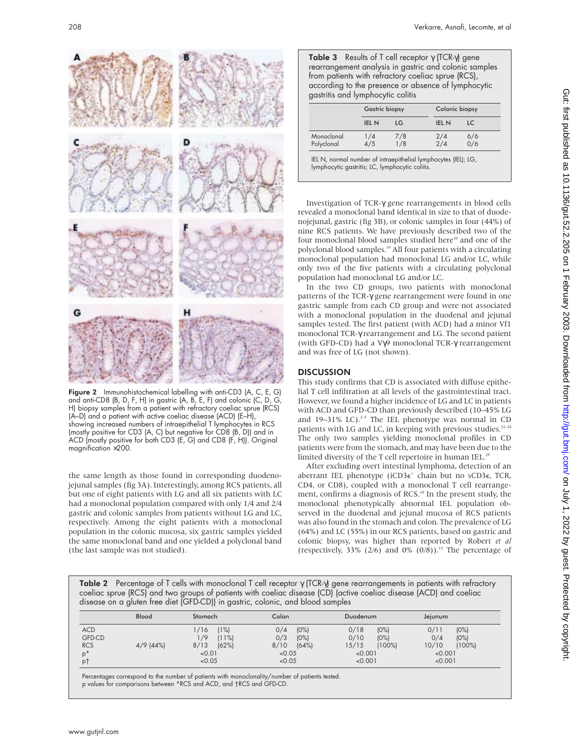Figure 2 Immunohistochemical labelling with anti-CD3 (A, C, E, G) and anti-CD8 (B, D, F, H) in gastric (A, B, E, F) and colonic (C, D, G, H) biopsy samples from a patient with refractory coeliac sprue (RCS) (A–D) and a patient with active coeliac disease (ACD) (E–H), showing increased numbers of intraepithelial T lymphocytes in RCS (mostly positive for CD3 (A, C) but negative for CD8 (B, D)) and in ACD (mostly positive for both CD3 (E, G) and CD8 (F, H)). Original magnification ×200.

the same length as those found in corresponding duodenojejunal samples (fig 3A). Interestingly, among RCS patients, all but one of eight patients with LG and all six patients with LC had a monoclonal population compared with only 1/4 and 2/4 gastric and colonic samples from patients without LG and LC, respectively. Among the eight patients with a monoclonal population in the colonic mucosa, six gastric samples yielded the same monoclonal band and one yielded a polyclonal band (the last sample was not studied).

**Table 3** Results of T cell receptor γ (TCR-γ) gene rearrangement analysis in gastric and colonic samples from patients with refractory coeliac sprue (RCS), according to the presence or absence of lymphocytic gastritis and lymphocytic colitis

| | Gastric biopsy | | Colonic biopsy | |
|---|---|---|---|---|
| | IEL N | LG | IEL N | LC |
| Monoclonal | 1/4 | 7/8 | 2/4 | 6/6 |
| Polyclonal | 4/5 | 1/8 | 2/4 | 0/6 |

IEL N, normal number of intraepithelial lymphocytes (IEL); LG, lymphocytic gastritis; LC, lymphocytic colitis.

Investigation of TCR-γ gene rearrangements in blood cells revealed a monoclonal band identical in size to that of duodenojejunal, gastric (fig 3B), or colonic samples in four (44%) of nine RCS patients. We have previously described two of the four monoclonal blood samples studied here[10] and one of the polyclonal blood samples.[10] All four patients with a circulating monoclonal population had monoclonal LG and/or LC, while only two of the five patients with a circulating polyclonal population had monoclonal LG and/or LC.

In the two CD groups, two patients with monoclonal patterns of the TCR-γ gene rearrangement were found in one gastric sample from each CD group and were not associated with a monoclonal population in the duodenal and jejunal samples tested. The first patient (with ACD) had a minor Vf1 monoclonal TCR-γ rearrangement and LG. The second patient (with GFD-CD) had a Vγ9 monoclonal TCR-γ rearrangement and was free of LG (not shown).

## DISCUSSION

This study confirms that CD is associated with diffuse epithelial T cell infiltration at all levels of the gastrointestinal tract. However, we found a higher incidence of LG and LC in patients with ACD and GFD-CD than previously described (10–45% LG and 19–31% LC).[2–5] The IEL phenotype was normal in CD patients with LG and LC, in keeping with previous studies.[22–24] The only two samples yielding monoclonal profiles in CD patients were from the stomach, and may have been due to the limited diversity of the T cell repertoire in human IEL.[25]

After excluding overt intestinal lymphoma, detection of an aberrant IEL phenotype (iCD3ε[+] chain but no sCD3ε, TCR, CD4, or CD8), coupled with a monoclonal T cell rearrangement, confirms a diagnosis of RCS.[10] In the present study, the monoclonal phenotypically abnormal IEL population observed in the duodenal and jejunal mucosa of RCS patients was also found in the stomach and colon. The prevalence of LG (64%) and LC (55%) in our RCS patients, based on gastric and colonic biopsy, was higher than reported by Robert *et al* (respectively, 33% (2/6) and 0% (0/8)).[15] The percentage of

**Table 2** Percentage of T cells with monoclonal T cell receptor γ (TCR-γ) gene rearrangements in patients with refractory coeliac sprue (RCS) and two groups of patients with coeliac disease (CD) (active coeliac disease (ACD) and coeliac disease on a gluten free diet (GFD-CD)) in gastric, colonic, and blood samples

| | Blood | Stomach | Colon | Duodenum | Jejunum |
|---|---|---|---|---|---|
| ACD | | 1/16 (1%) | 0/4 (0%) | 0/18 (0%) | 0/11 (0%) |
| GFD-CD | | 1/9 (11%) | 0/3 (0%) | 0/10 (0%) | 0/4 (0%) |
| RCS | 4/9 (44%) | 8/13 (62%) | 8/10 (64%) | 15/15 (100%) | 10/10 (100%) |
| p* | | <0.01 | <0.05 | <0.001 | <0.001 |
| p† | | <0.05 | <0.05 | <0.001 | <0.001 |

Percentages correspond to the number of patients with monoclonality/number of patients tested.
p values for comparisons between *RCS and ACD, and †RCS and GFD-CD.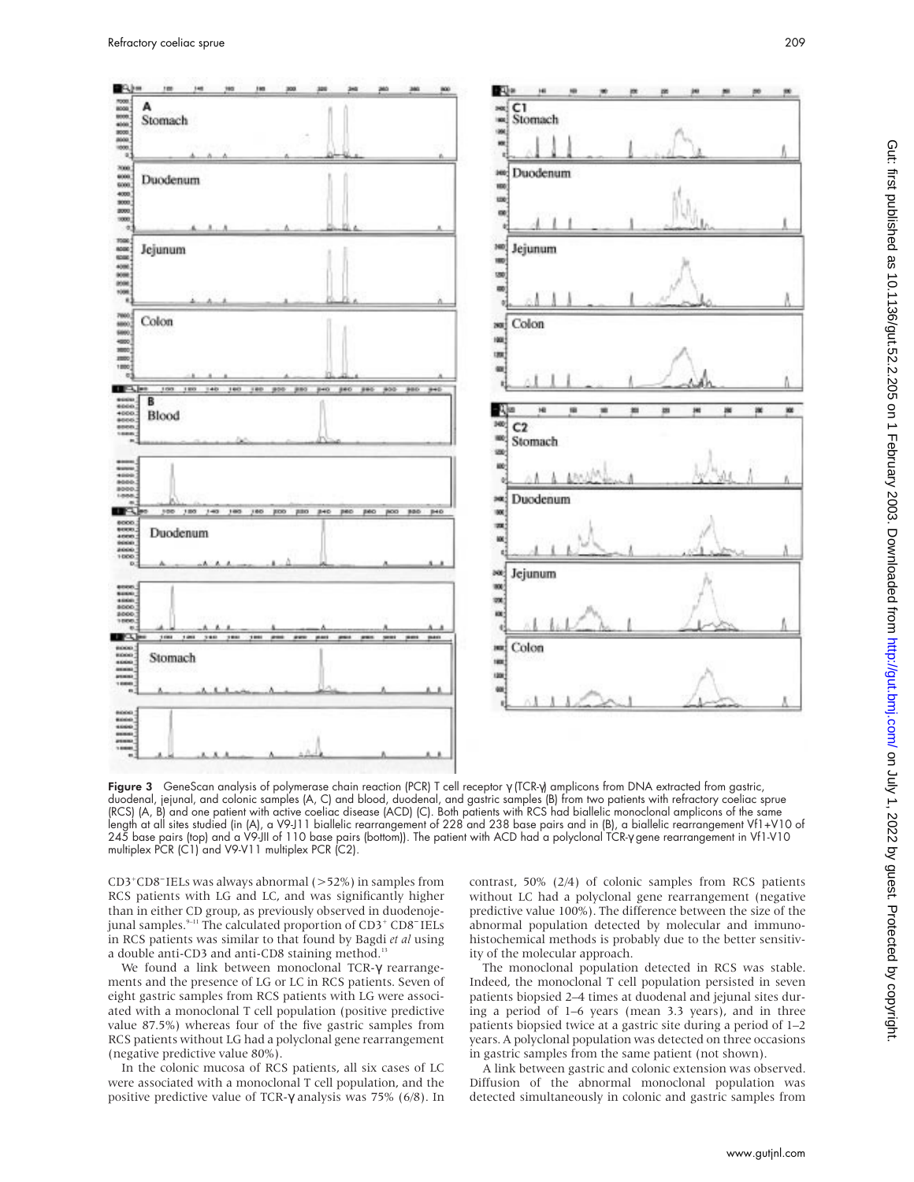Figure 3 GeneScan analysis of polymerase chain reaction (PCR) T cell receptor γ (TCR-γ) amplicons from DNA extracted from gastric, duodenal, jejunal, and colonic samples (A, C) and blood, duodenal, and gastric samples (B) from two patients with refractory coeliac sprue (RCS) (A, B) and one patient with active coeliac disease (ACD) (C). Both patients with RCS had biallelic monoclonal amplicons of the same length at all sites studied (in (A), a V9-J11 biallelic rearrangement of 228 and 238 base pairs and in (B), a biallelic rearrangement Vf1+V10 of 245 base pairs (top) and a V9-JII of 110 base pairs (bottom)). The patient with ACD had a polyclonal TCR-γ gene rearrangement in Vf1-V10 multiplex PCR (C1) and V9-V11 multiplex PCR (C2).

CD3$^{+}$CD8$^{-}$IELs was always abnormal (>52%) in samples from RCS patients with LG and LC, and was significantly higher than in either CD group, as previously observed in duodenojejunal samples.[9–11] The calculated proportion of CD3$^{+}$ CD8$^{-}$IELs in RCS patients was similar to that found by Bagdi *et al* using a double anti-CD3 and anti-CD8 staining method.[13]

We found a link between monoclonal TCR-γ rearrangements and the presence of LG or LC in RCS patients. Seven of eight gastric samples from RCS patients with LG were associated with a monoclonal T cell population (positive predictive value 87.5%) whereas four of the five gastric samples from RCS patients without LG had a polyclonal gene rearrangement (negative predictive value 80%).

In the colonic mucosa of RCS patients, all six cases of LC were associated with a monoclonal T cell population, and the positive predictive value of TCR-γ analysis was 75% (6/8). In contrast, 50% (2/4) of colonic samples from RCS patients without LC had a polyclonal gene rearrangement (negative predictive value 100%). The difference between the size of the abnormal population detected by molecular and immunohistochemical methods is probably due to the better sensitivity of the molecular approach.

The monoclonal population detected in RCS was stable. Indeed, the monoclonal T cell population persisted in seven patients biopsied 2–4 times at duodenal and jejunal sites during a period of 1–6 years (mean 3.3 years), and in three patients biopsied twice at a gastric site during a period of 1–2 years. A polyclonal population was detected on three occasions in gastric samples from the same patient (not shown).

A link between gastric and colonic extension was observed. Diffusion of the abnormal monoclonal population was detected simultaneously in colonic and gastric samples from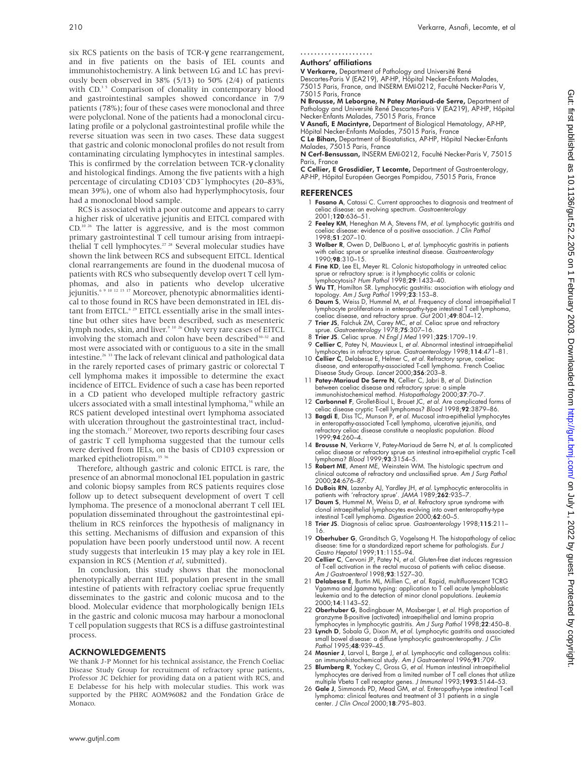six RCS patients on the basis of TCR-γ gene rearrangement, and in five patients on the basis of IEL counts and immunohistochemistry. A link between LG and LC has previously been observed in 38% (5/13) to 50% (2/4) of patients with CD.[3 5] Comparison of clonality in contemporary blood and gastrointestinal samples showed concordance in 7/9 patients (78%); four of these cases were monoclonal and three were polyclonal. None of the patients had a monoclonal circulating profile or a polyclonal gastrointestinal profile while the reverse situation was seen in two cases. These data suggest that gastric and colonic monoclonal profiles do not result from contaminating circulating lymphocytes in intestinal samples. This is confirmed by the correlation between TCR-γ clonality and histological findings. Among the five patients with a high percentage of circulating $CD103^+CD3^-$ lymphocytes (20–83%, mean 39%), one of whom also had hyperlymphocytosis, four had a monoclonal blood sample.

RCS is associated with a poor outcome and appears to carry a higher risk of ulcerative jejunitis and EITCL compared with CD.[10 26] The latter is aggressive, and is the most common primary gastrointestinal T cell tumour arising from intraepithelial T cell lymphocytes.[27 28] Several molecular studies have shown the link between RCS and subsequent EITCL. Identical clonal rearrangements are found in the duodenal mucosa of patients with RCS who subsequently develop overt T cell lymphomas, and also in patients who develop ulcerative jejunitis.[6 9 10 12 13 17] Moreover, phenotypic abnormalities identical to those found in RCS have been demonstrated in IEL distant from EITCL.[6 29] EITCL essentially arise in the small intestine but other sites have been described, such as mesenteric lymph nodes, skin, and liver.[9 10 26] Only very rare cases of EITCL involving the stomach and colon have been described[30–32] and most were associated with or contiguous to a site in the small intestine.[26 33] The lack of relevant clinical and pathological data in the rarely reported cases of primary gastric or colorectal T cell lymphoma makes it impossible to determine the exact incidence of EITCL. Evidence of such a case has been reported in a CD patient who developed multiple refractory gastric ulcers associated with a small intestinal lymphoma,[34] while an RCS patient developed intestinal overt lymphoma associated with ulceration throughout the gastrointestinal tract, including the stomach.[17] Moreover, two reports describing four cases of gastric T cell lymphoma suggested that the tumour cells were derived from IELs, on the basis of CD103 expression or marked epitheliotropism.[35 36]

Therefore, although gastric and colonic EITCL is rare, the presence of an abnormal monoclonal IEL population in gastric and colonic biopsy samples from RCS patients requires close follow up to detect subsequent development of overt T cell lymphoma. The presence of a monoclonal aberrant T cell IEL population disseminated throughout the gastrointestinal epithelium in RCS reinforces the hypothesis of malignancy in this setting. Mechanisms of diffusion and expansion of this population have been poorly understood until now. A recent study suggests that interleukin 15 may play a key role in IEL expansion in RCS (Mention *et al*, submitted).

In conclusion, this study shows that the monoclonal phenotypically aberrant IEL population present in the small intestine of patients with refractory coeliac sprue frequently disseminates to the gastric and colonic mucosa and to the blood. Molecular evidence that morphologically benign IELs in the gastric and colonic mucosa may harbour a monoclonal T cell population suggests that RCS is a diffuse gastrointestinal process.

## ACKNOWLEDGEMENTS

We thank J-P Monnet for his technical assistance, the French Coeliac Disease Study Group for recruitment of refractory sprue patients, Professor JC Delchier for providing data on a patient with RCS, and E Delabesse for his help with molecular studies. This work was supported by the PHRC AOM96082 and the Fondation Grâce de Monaco.

### Authors' affiliations

**V Verkarre,** Department of Pathology and Université René Descartes-Paris V (EA219), AP-HP, Hôpital Necker-Enfants Malades, 75015 Paris, France, and INSERM EMI-0212, Faculté Necker-Paris V, 75015 Paris, France
**N Brousse, M Leborgne, N Patey Mariaud-de Serre,** Department of Pathology and Université René Descartes-Paris V (EA219), AP-HP, Hôpital Necker-Enfants Malades, 75015 Paris, France
**V Asnafi, E Macintyre,** Department of Biological Hematology, AP-HP, Hôpital Necker-Enfants Malades, 75015 Paris, France
**C Le Bihan,** Department of Biostatistics, AP-HP, Hôpital Necker-Enfants Malades, 75015 Paris, France
**N Cerf-Bensussan,** INSERM EMI-0212, Faculté Necker-Paris V, 75015 Paris, France
**C Cellier, E Grosdidier, T Lecomte,** Department of Gastroenterology, AP-HP, Hôpital Européen Georges Pompidou, 75015 Paris, France

## REFERENCES

1. **Fasano A**, Catassi C. Current approaches to diagnosis and treatment of celiac disease: an evolving spectrum. *Gastroenterology* 2001;**120**:636–51.
2. **Feeley KM**, Heneghan M A, Stevens FM, *et al*. Lymphocytic gastritis and coeliac disease: evidence of a positive association. *J Clin Pathol* 1998;**51**:207–10.
3. **Wolber R**, Owen D, DelBuono L, *et al*. Lymphocytic gastritis in patients with celiac sprue or spruelike intestinal disease. *Gastroenterology* 1990;**98**:310–15.
4. **Fine KD**, Lee EL, Meyer RL. Colonic histopathology in untreated celiac sprue or refractory sprue: is it lymphocytic colitis or colonic lymphocytosis? *Hum Pathol* 1998;**29**:1433–40.
5. **Wu TT**, Hamilton SR. Lymphocytic gastritis: association with etiology and topology. *Am J Surg Pathol* 1999;**23**:153–8.
6. **Daum S**, Weiss D, Hummel M, *et al*. Frequency of clonal intraepithelial T lymphocyte proliferations in enteropathy-type intestinal T cell lymphoma, coeliac disease, and refractory sprue. *Gut* 2001;**49**:804–12.
7. **Trier JS**, Falchuk ZM, Carey MC, *et al*. Celiac sprue and refractory sprue. *Gastroenterology* 1978;**75**:307–16.
8. **Trier JS**. Celiac sprue. *N Engl J Med* 1991;**325**:1709–19.
9. **Cellier C**, Patey N, Mauvieux L, *et al*. Abnormal intestinal intraepithelial lymphocytes in refractory sprue. *Gastroenterology* 1998;**114**:471–81.
10. **Cellier C**, Delabesse E, Helmer C, *et al*. Refractory sprue, coeliac disease, and enteropathy-associated T-cell lymphoma. French Coeliac Disease Study Group. *Lancet* 2000;**356**:203–8.
11. **Patey-Mariaud De Serre N**, Cellier C, Jabri B, *et al*. Distinction between coeliac disease and refractory sprue: a simple immunohistochemical method. *Histopathology* 2000;**37**:70–7.
12. **Carbonnel F**, Grollet-Bioul L, Brouet JC, *et al*. Are complicated forms of celiac disease cryptic T-cell lymphomas? *Blood* 1998;**92**:3879–86.
13. **Bagdi E**, Diss TC, Munson P, *et al*. Mucosal intra-epithelial lymphocytes in enteropathy-associated T-cell lymphoma, ulcerative jejunitis, and refractory celiac disease constitute a neoplastic population. *Blood* 1999;**94**:260–4.
14. **Brousse N**, Verkarre V, Patey-Mariaud de Serre N, *et al*. Is complicated celiac disease or refractory sprue an intestinal intra-epithelial cryptic T-cell lymphoma? *Blood* 1999;**93**:3154–5.
15. **Robert ME**, Ament ME, Weinstein WM. The histologic spectrum and clinical outcome of refractory and unclassified sprue. *Am J Surg Pathol* 2000;**24**:676–87.
16. **DuBois RN**, Lazenby AJ, Yardley JH, *et al*. Lymphocytic enterocolitis in patients with 'refractory sprue'. *JAMA* 1989;**262**:935–7.
17. **Daum S**, Hummel M, Weiss D, *et al*. Refractory sprue syndrome with clonal intraepithelial lymphocytes evolving into overt enteropathy-type intestinal T-cell lymphoma. *Digestion* 2000;**62**:60–5.
18. **Trier JS**. Diagnosis of celiac sprue. *Gastroenterology* 1998;**115**:211–16.
19. **Oberhuber G**, Granditsch G, Vogelsang H. The histopathology of celiac disease: time for a standardized report scheme for pathologists. *Eur J Gastro Hepatol* 1999;**11**:1155–94.
20. **Cellier C**, Cervoni JP, Patey N, *et al*. Gluten-free diet induces regression of T-cell activation in the rectal mucosa of patients with celiac disease. *Am J Gastroenterol* 1998;**93**:1527–30.
21. **Delabesse E**, Burtin ML, Millien C, *et al*. Rapid, multifluorescent TCRG Vgamma and Jgamma typing: application to T cell acute lymphoblastic leukemia and to the detection of minor clonal populations. *Leukemia* 2000;**14**:1143–52.
22. **Oberhuber G**, Bodingbauer M, Mosberger I, *et al*. High proportion of granzyme B-positive (activated) intraepithelial and lamina propria lymphocytes in lymphocytic gastritis. *Am J Surg Pathol* 1998;**22**:450–8.
23. **Lynch D**, Sobala G, Dixon M, *et al*. Lymphocytic gastritis and associated small bowel disease: a diffuse lymphocytic gastroenteropathy. *J Clin Pathol* 1995;**48**:939–45.
24. **Mosnier J**, Larvol L, Barge J, *et al*. Lymphocytic and collagenous colitis: an immunohistochemical study. *Am J Gastroenterol* 1996;**91**:709.
25. **Blumberg R**, Yockey C, Gross G, *et al*. Human intestinal intraepithelial lymphocytes are derived from a limited number of T cell clones that utilize multiple Vbeta T cell receptor genes. *J Immunol* 1993;**1993**:5144–53.
26. **Gale J**, Simmonds PD, Mead GM, *et al*. Enteropathy-type intestinal T-cell lymphoma: clinical features and treatment of 31 patients in a single center. *J Clin Oncol* 2000;**18**:795–803.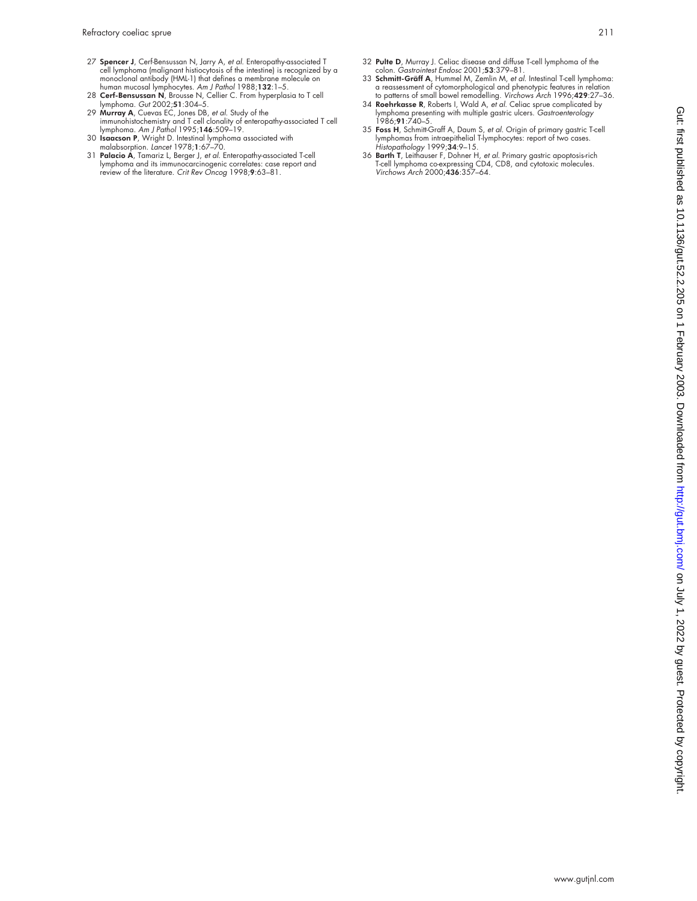27 **Spencer J**, Cerf-Bensussan N, Jarry A, *et al*. Enteropathy-associated T cell lymphoma (malignant histiocytosis of the intestine) is recognized by a monoclonal antibody (HML-1) that defines a membrane molecule on human mucosal lymphocytes. *Am J Pathol* 1988;**132**:1–5.

28 **Cerf-Bensussan N**, Brousse N, Cellier C. From hyperplasia to T cell lymphoma. *Gut* 2002;**51**:304–5.

29 **Murray A**, Cuevas EC, Jones DB, *et al*. Study of the immunohistochemistry and T cell clonality of enteropathy-associated T cell lymphoma. *Am J Pathol* 1995;**146**:509–19.

30 **Isaacson P**, Wright D. Intestinal lymphoma associated with malabsorption. *Lancet* 1978;**1**:67–70.

31 **Palacio A**, Tamariz L, Berger J, *et al*. Enteropathy-associated T-cell lymphoma and its immunocarcinogenic correlates: case report and review of the literature. *Crit Rev Oncog* 1998;**9**:63–81.

32 **Pulte D**, Murray J. Celiac disease and diffuse T-cell lymphoma of the colon. *Gastrointest Endosc* 2001;**53**:379–81.

33 **Schmitt-Gräff A**, Hummel M, Zemlin M, *et al*. Intestinal T-cell lymphoma: a reassessment of cytomorphological and phenotypic features in relation to patterns of small bowel remodelling. *Virchows Arch* 1996;**429**:27–36.

34 **Roehrkasse R**, Roberts I, Wald A, *et al*. Celiac sprue complicated by lymphoma presenting with multiple gastric ulcers. *Gastroenterology* 1986;**91**:740–5.

35 **Foss H**, Schmitt-Graff A, Daum S, *et al*. Origin of primary gastric T-cell lymphomas from intraepithelial T-lymphocytes: report of two cases. *Histopathology* 1999;**34**:9–15.

36 **Barth T**, Leithauser F, Dohner H, *et al*. Primary gastric apoptosis-rich T-cell lymphoma co-expressing CD4, CD8, and cytotoxic molecules. *Virchows Arch* 2000;**436**:357–64.